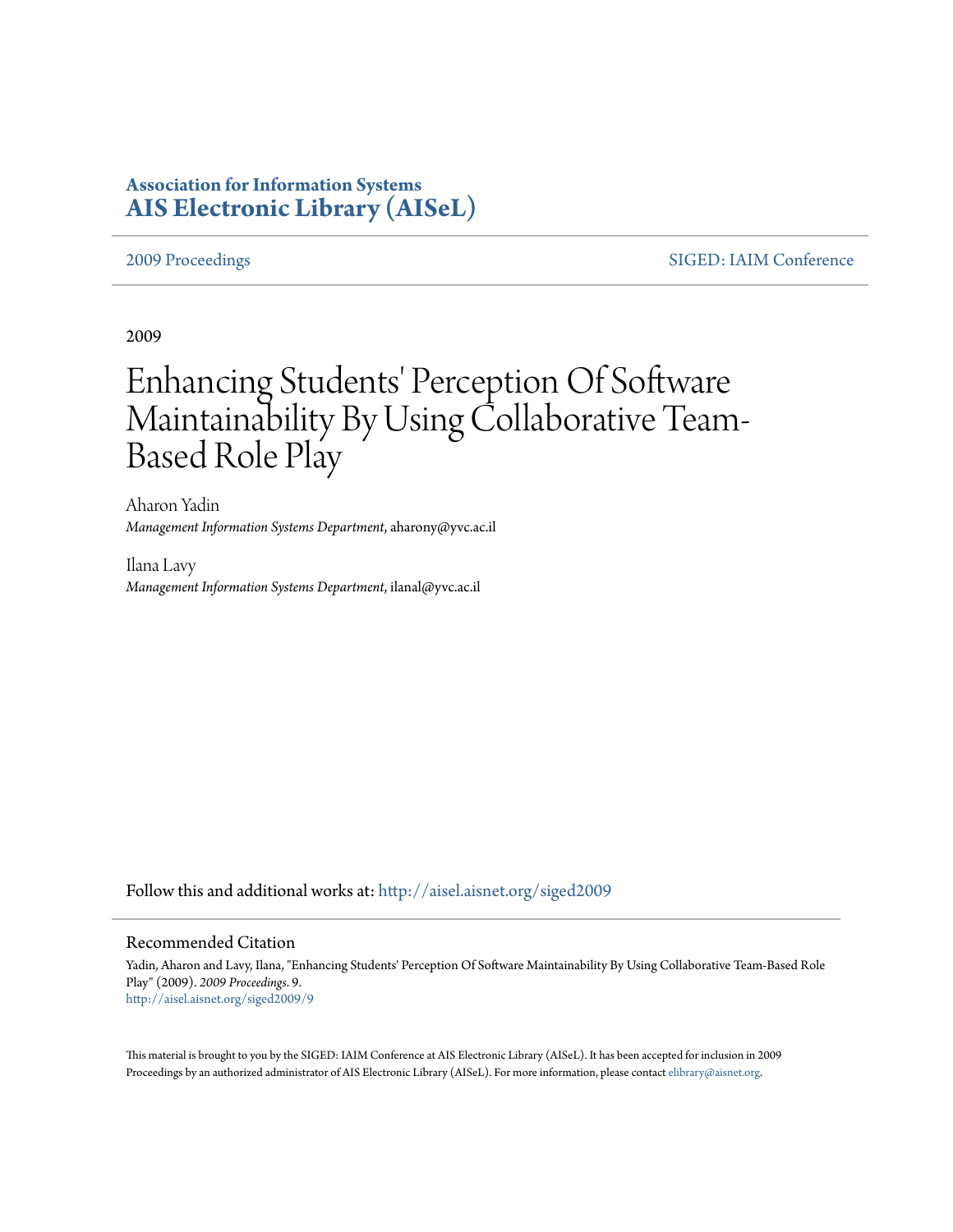**Association for Information Systems**
**[AIS Electronic Library (AISeL)](http://aisel.aisnet.org)**

[2009 Proceedings](http://aisel.aisnet.org/siged2009) | [SIGED: IAIM Conference](http://aisel.aisnet.org/siged)

2009

# Enhancing Students' Perception Of Software Maintainability By Using Collaborative Team-Based Role Play

Aharon Yadin
*Management Information Systems Department*, aharony@yvc.ac.il

Ilana Lavy
*Management Information Systems Department*, ilanal@yvc.ac.il

Follow this and additional works at: [http://aisel.aisnet.org/siged2009](http://aisel.aisnet.org/siged2009)

## Recommended Citation

Yadin, Aharon and Lavy, Ilana, "Enhancing Students' Perception Of Software Maintainability By Using Collaborative Team-Based Role Play" (2009). *2009 Proceedings*. 9.
[http://aisel.aisnet.org/siged2009/9](http://aisel.aisnet.org/siged2009/9)

This material is brought to you by the SIGED: IAIM Conference at AIS Electronic Library (AISeL). It has been accepted for inclusion in 2009 Proceedings by an authorized administrator of AIS Electronic Library (AISeL). For more information, please contact [elibrary@aisnet.org](mailto:elibrary@aisnet.org).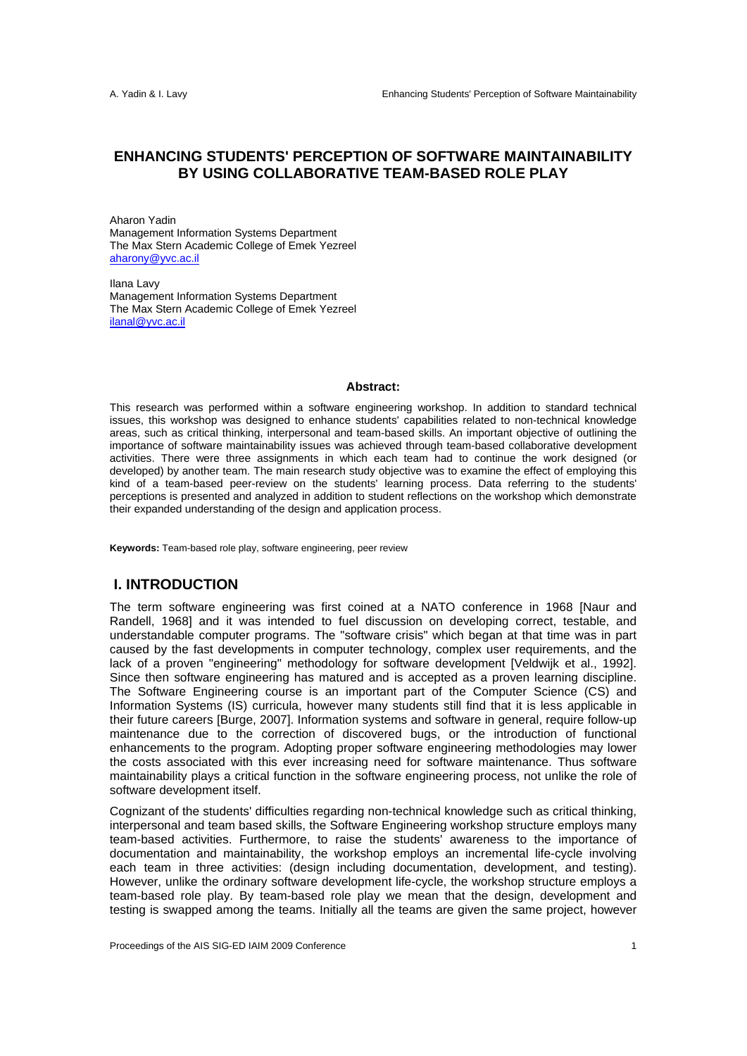# ENHANCING STUDENTS' PERCEPTION OF SOFTWARE MAINTAINABILITY BY USING COLLABORATIVE TEAM-BASED ROLE PLAY

Aharon Yadin
Management Information Systems Department
The Max Stern Academic College of Emek Yezreel
aharony@yvc.ac.il

Ilana Lavy
Management Information Systems Department
The Max Stern Academic College of Emek Yezreel
ilanal@yvc.ac.il

**Abstract:**

This research was performed within a software engineering workshop. In addition to standard technical issues, this workshop was designed to enhance students' capabilities related to non-technical knowledge areas, such as critical thinking, interpersonal and team-based skills. An important objective of outlining the importance of software maintainability issues was achieved through team-based collaborative development activities. There were three assignments in which each team had to continue the work designed (or developed) by another team. The main research study objective was to examine the effect of employing this kind of a team-based peer-review on the students' learning process. Data referring to the students' perceptions is presented and analyzed in addition to student reflections on the workshop which demonstrate their expanded understanding of the design and application process.

**Keywords:** Team-based role play, software engineering, peer review

## I. INTRODUCTION

The term software engineering was first coined at a NATO conference in 1968 [Naur and Randell, 1968] and it was intended to fuel discussion on developing correct, testable, and understandable computer programs. The "software crisis" which began at that time was in part caused by the fast developments in computer technology, complex user requirements, and the lack of a proven "engineering" methodology for software development [Veldwijk et al., 1992]. Since then software engineering has matured and is accepted as a proven learning discipline. The Software Engineering course is an important part of the Computer Science (CS) and Information Systems (IS) curricula, however many students still find that it is less applicable in their future careers [Burge, 2007]. Information systems and software in general, require follow-up maintenance due to the correction of discovered bugs, or the introduction of functional enhancements to the program. Adopting proper software engineering methodologies may lower the costs associated with this ever increasing need for software maintenance. Thus software maintainability plays a critical function in the software engineering process, not unlike the role of software development itself.

Cognizant of the students' difficulties regarding non-technical knowledge such as critical thinking, interpersonal and team based skills, the Software Engineering workshop structure employs many team-based activities. Furthermore, to raise the students' awareness to the importance of documentation and maintainability, the workshop employs an incremental life-cycle involving each team in three activities: (design including documentation, development, and testing). However, unlike the ordinary software development life-cycle, the workshop structure employs a team-based role play. By team-based role play we mean that the design, development and testing is swapped among the teams. Initially all the teams are given the same project, however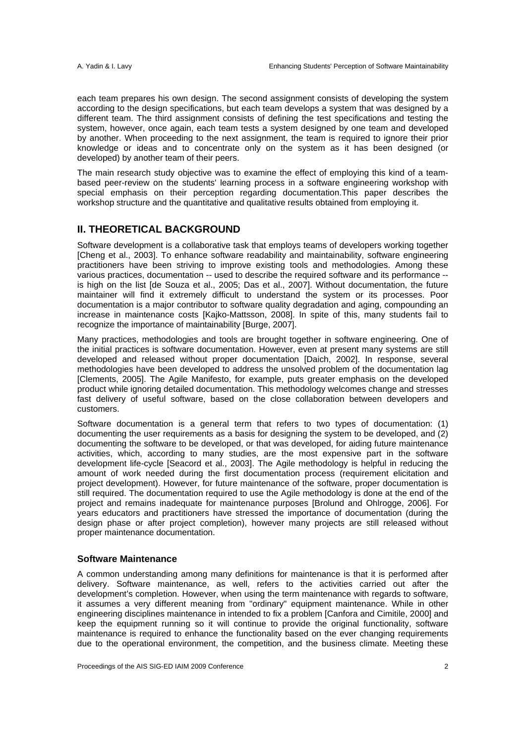each team prepares his own design. The second assignment consists of developing the system according to the design specifications, but each team develops a system that was designed by a different team. The third assignment consists of defining the test specifications and testing the system, however, once again, each team tests a system designed by one team and developed by another. When proceeding to the next assignment, the team is required to ignore their prior knowledge or ideas and to concentrate only on the system as it has been designed (or developed) by another team of their peers.

The main research study objective was to examine the effect of employing this kind of a team-based peer-review on the students' learning process in a software engineering workshop with special emphasis on their perception regarding documentation.This paper describes the workshop structure and the quantitative and qualitative results obtained from employing it.

## II. THEORETICAL BACKGROUND

Software development is a collaborative task that employs teams of developers working together [Cheng et al., 2003]. To enhance software readability and maintainability, software engineering practitioners have been striving to improve existing tools and methodologies. Among these various practices, documentation -- used to describe the required software and its performance -- is high on the list [de Souza et al., 2005; Das et al., 2007]. Without documentation, the future maintainer will find it extremely difficult to understand the system or its processes. Poor documentation is a major contributor to software quality degradation and aging, compounding an increase in maintenance costs [Kajko-Mattsson, 2008]. In spite of this, many students fail to recognize the importance of maintainability [Burge, 2007].

Many practices, methodologies and tools are brought together in software engineering. One of the initial practices is software documentation. However, even at present many systems are still developed and released without proper documentation [Daich, 2002]. In response, several methodologies have been developed to address the unsolved problem of the documentation lag [Clements, 2005]. The Agile Manifesto, for example, puts greater emphasis on the developed product while ignoring detailed documentation. This methodology welcomes change and stresses fast delivery of useful software, based on the close collaboration between developers and customers.

Software documentation is a general term that refers to two types of documentation: (1) documenting the user requirements as a basis for designing the system to be developed, and (2) documenting the software to be developed, or that was developed, for aiding future maintenance activities, which, according to many studies, are the most expensive part in the software development life-cycle [Seacord et al., 2003]. The Agile methodology is helpful in reducing the amount of work needed during the first documentation process (requirement elicitation and project development). However, for future maintenance of the software, proper documentation is still required. The documentation required to use the Agile methodology is done at the end of the project and remains inadequate for maintenance purposes [Brolund and Ohlrogge, 2006]. For years educators and practitioners have stressed the importance of documentation (during the design phase or after project completion), however many projects are still released without proper maintenance documentation.

### Software Maintenance

A common understanding among many definitions for maintenance is that it is performed after delivery. Software maintenance, as well, refers to the activities carried out after the development's completion. However, when using the term maintenance with regards to software, it assumes a very different meaning from "ordinary" equipment maintenance. While in other engineering disciplines maintenance in intended to fix a problem [Canfora and Cimitile, 2000] and keep the equipment running so it will continue to provide the original functionality, software maintenance is required to enhance the functionality based on the ever changing requirements due to the operational environment, the competition, and the business climate. Meeting these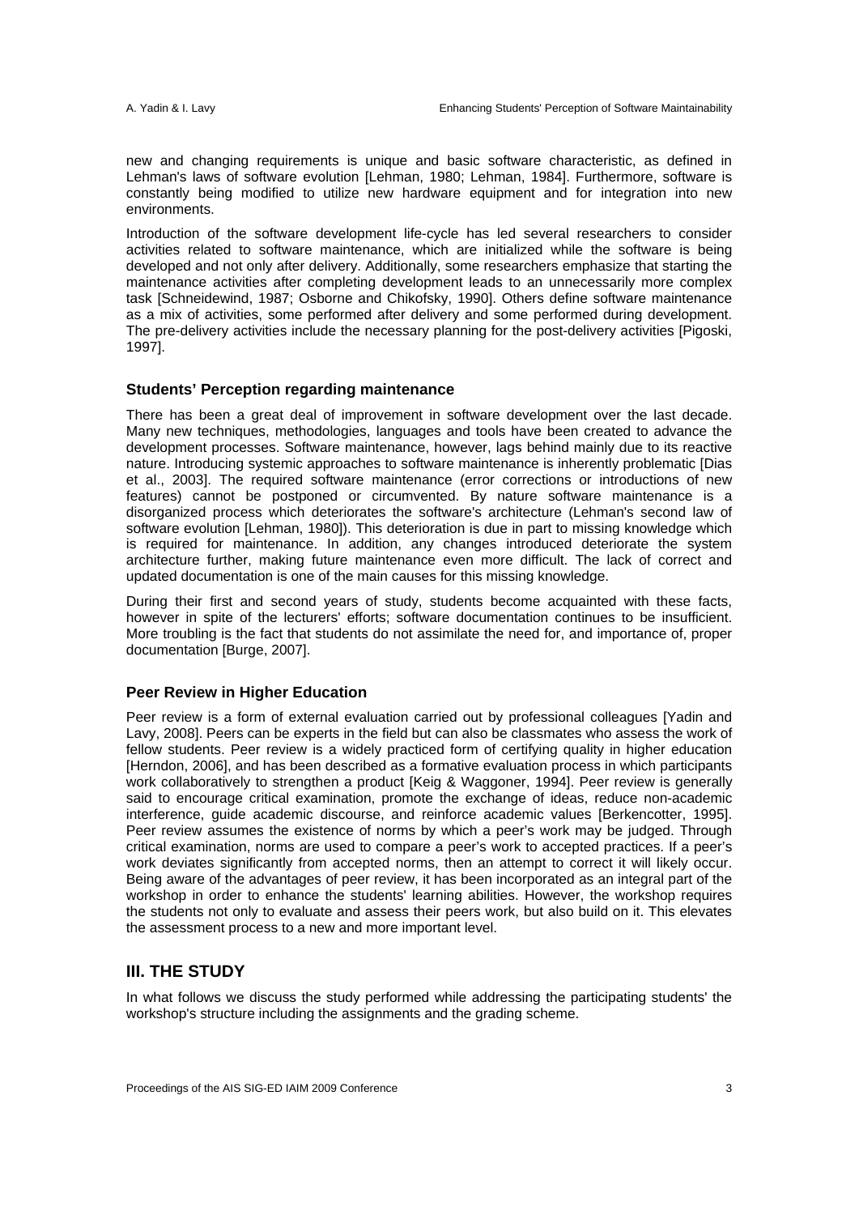new and changing requirements is unique and basic software characteristic, as defined in Lehman's laws of software evolution [Lehman, 1980; Lehman, 1984]. Furthermore, software is constantly being modified to utilize new hardware equipment and for integration into new environments.

Introduction of the software development life-cycle has led several researchers to consider activities related to software maintenance, which are initialized while the software is being developed and not only after delivery. Additionally, some researchers emphasize that starting the maintenance activities after completing development leads to an unnecessarily more complex task [Schneidewind, 1987; Osborne and Chikofsky, 1990]. Others define software maintenance as a mix of activities, some performed after delivery and some performed during development. The pre-delivery activities include the necessary planning for the post-delivery activities [Pigoski, 1997].

### Students' Perception regarding maintenance

There has been a great deal of improvement in software development over the last decade. Many new techniques, methodologies, languages and tools have been created to advance the development processes. Software maintenance, however, lags behind mainly due to its reactive nature. Introducing systemic approaches to software maintenance is inherently problematic [Dias et al., 2003]. The required software maintenance (error corrections or introductions of new features) cannot be postponed or circumvented. By nature software maintenance is a disorganized process which deteriorates the software's architecture (Lehman's second law of software evolution [Lehman, 1980]). This deterioration is due in part to missing knowledge which is required for maintenance. In addition, any changes introduced deteriorate the system architecture further, making future maintenance even more difficult. The lack of correct and updated documentation is one of the main causes for this missing knowledge.

During their first and second years of study, students become acquainted with these facts, however in spite of the lecturers' efforts; software documentation continues to be insufficient. More troubling is the fact that students do not assimilate the need for, and importance of, proper documentation [Burge, 2007].

### Peer Review in Higher Education

Peer review is a form of external evaluation carried out by professional colleagues [Yadin and Lavy, 2008]. Peers can be experts in the field but can also be classmates who assess the work of fellow students. Peer review is a widely practiced form of certifying quality in higher education [Herndon, 2006], and has been described as a formative evaluation process in which participants work collaboratively to strengthen a product [Keig & Waggoner, 1994]. Peer review is generally said to encourage critical examination, promote the exchange of ideas, reduce non-academic interference, guide academic discourse, and reinforce academic values [Berkencotter, 1995]. Peer review assumes the existence of norms by which a peer's work may be judged. Through critical examination, norms are used to compare a peer's work to accepted practices. If a peer's work deviates significantly from accepted norms, then an attempt to correct it will likely occur. Being aware of the advantages of peer review, it has been incorporated as an integral part of the workshop in order to enhance the students' learning abilities. However, the workshop requires the students not only to evaluate and assess their peers work, but also build on it. This elevates the assessment process to a new and more important level.

## III. THE STUDY

In what follows we discuss the study performed while addressing the participating students' the workshop's structure including the assignments and the grading scheme.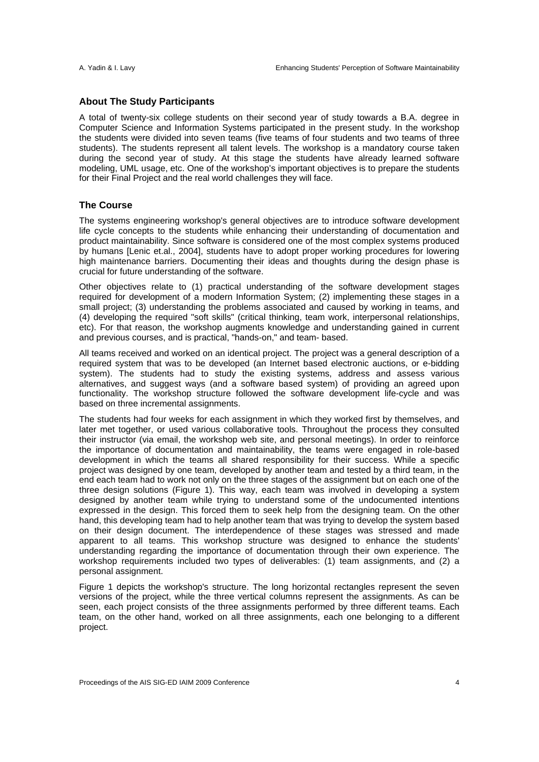## About The Study Participants

A total of twenty-six college students on their second year of study towards a B.A. degree in Computer Science and Information Systems participated in the present study. In the workshop the students were divided into seven teams (five teams of four students and two teams of three students). The students represent all talent levels. The workshop is a mandatory course taken during the second year of study. At this stage the students have already learned software modeling, UML usage, etc. One of the workshop's important objectives is to prepare the students for their Final Project and the real world challenges they will face.

## The Course

The systems engineering workshop's general objectives are to introduce software development life cycle concepts to the students while enhancing their understanding of documentation and product maintainability. Since software is considered one of the most complex systems produced by humans [Lenic et.al., 2004], students have to adopt proper working procedures for lowering high maintenance barriers. Documenting their ideas and thoughts during the design phase is crucial for future understanding of the software.

Other objectives relate to (1) practical understanding of the software development stages required for development of a modern Information System; (2) implementing these stages in a small project; (3) understanding the problems associated and caused by working in teams, and (4) developing the required "soft skills" (critical thinking, team work, interpersonal relationships, etc). For that reason, the workshop augments knowledge and understanding gained in current and previous courses, and is practical, "hands-on," and team- based.

All teams received and worked on an identical project. The project was a general description of a required system that was to be developed (an Internet based electronic auctions, or e-bidding system). The students had to study the existing systems, address and assess various alternatives, and suggest ways (and a software based system) of providing an agreed upon functionality. The workshop structure followed the software development life-cycle and was based on three incremental assignments.

The students had four weeks for each assignment in which they worked first by themselves, and later met together, or used various collaborative tools. Throughout the process they consulted their instructor (via email, the workshop web site, and personal meetings). In order to reinforce the importance of documentation and maintainability, the teams were engaged in role-based development in which the teams all shared responsibility for their success. While a specific project was designed by one team, developed by another team and tested by a third team, in the end each team had to work not only on the three stages of the assignment but on each one of the three design solutions (Figure 1). This way, each team was involved in developing a system designed by another team while trying to understand some of the undocumented intentions expressed in the design. This forced them to seek help from the designing team. On the other hand, this developing team had to help another team that was trying to develop the system based on their design document. The interdependence of these stages was stressed and made apparent to all teams. This workshop structure was designed to enhance the students' understanding regarding the importance of documentation through their own experience. The workshop requirements included two types of deliverables: (1) team assignments, and (2) a personal assignment.

Figure 1 depicts the workshop's structure. The long horizontal rectangles represent the seven versions of the project, while the three vertical columns represent the assignments. As can be seen, each project consists of the three assignments performed by three different teams. Each team, on the other hand, worked on all three assignments, each one belonging to a different project.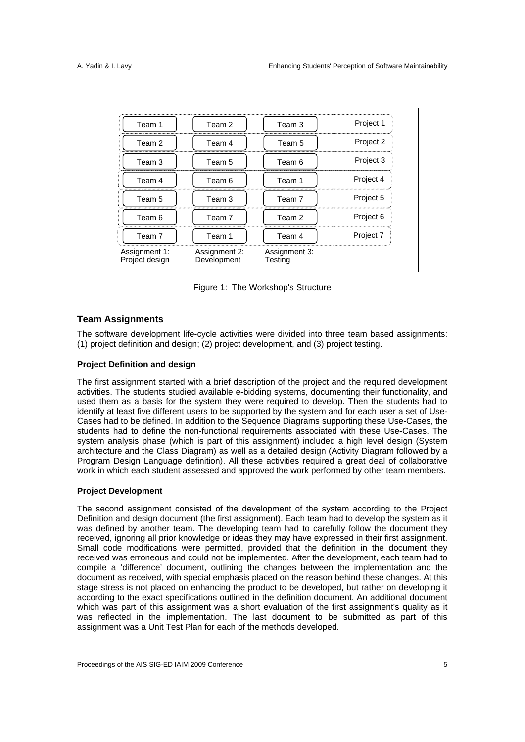| Assignment 1: Project design | Assignment 2: Development | Assignment 3: Testing | |
|---|---|---|---|
| Team 1 | Team 2 | Team 3 | Project 1 |
| Team 2 | Team 4 | Team 5 | Project 2 |
| Team 3 | Team 5 | Team 6 | Project 3 |
| Team 4 | Team 6 | Team 1 | Project 4 |
| Team 5 | Team 3 | Team 7 | Project 5 |
| Team 6 | Team 7 | Team 2 | Project 6 |
| Team 7 | Team 1 | Team 4 | Project 7 |

Figure 1: The Workshop's Structure

## Team Assignments

The software development life-cycle activities were divided into three team based assignments: (1) project definition and design; (2) project development, and (3) project testing.

### Project Definition and design

The first assignment started with a brief description of the project and the required development activities. The students studied available e-bidding systems, documenting their functionality, and used them as a basis for the system they were required to develop. Then the students had to identify at least five different users to be supported by the system and for each user a set of Use-Cases had to be defined. In addition to the Sequence Diagrams supporting these Use-Cases, the students had to define the non-functional requirements associated with these Use-Cases. The system analysis phase (which is part of this assignment) included a high level design (System architecture and the Class Diagram) as well as a detailed design (Activity Diagram followed by a Program Design Language definition). All these activities required a great deal of collaborative work in which each student assessed and approved the work performed by other team members.

### Project Development

The second assignment consisted of the development of the system according to the Project Definition and design document (the first assignment). Each team had to develop the system as it was defined by another team. The developing team had to carefully follow the document they received, ignoring all prior knowledge or ideas they may have expressed in their first assignment. Small code modifications were permitted, provided that the definition in the document they received was erroneous and could not be implemented. After the development, each team had to compile a 'difference' document, outlining the changes between the implementation and the document as received, with special emphasis placed on the reason behind these changes. At this stage stress is not placed on enhancing the product to be developed, but rather on developing it according to the exact specifications outlined in the definition document. An additional document which was part of this assignment was a short evaluation of the first assignment's quality as it was reflected in the implementation. The last document to be submitted as part of this assignment was a Unit Test Plan for each of the methods developed.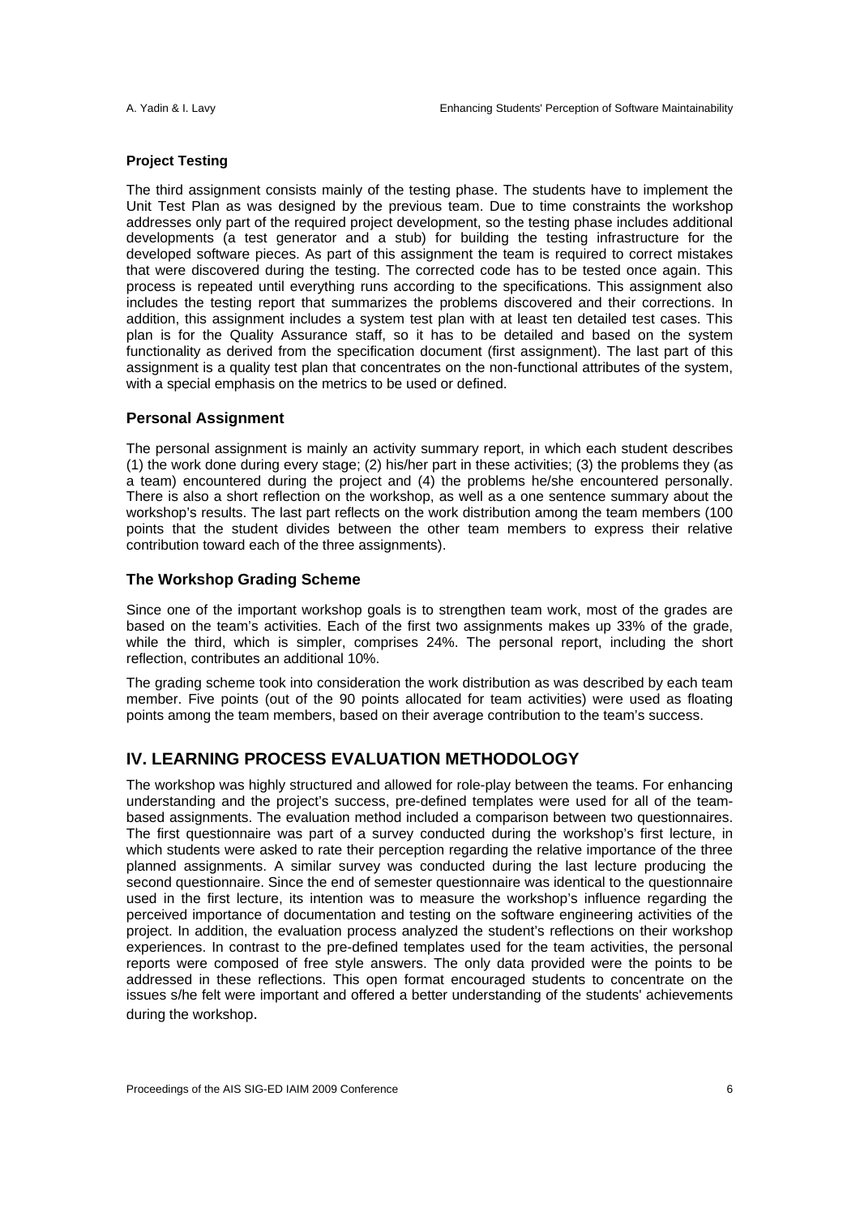### Project Testing

The third assignment consists mainly of the testing phase. The students have to implement the Unit Test Plan as was designed by the previous team. Due to time constraints the workshop addresses only part of the required project development, so the testing phase includes additional developments (a test generator and a stub) for building the testing infrastructure for the developed software pieces. As part of this assignment the team is required to correct mistakes that were discovered during the testing. The corrected code has to be tested once again. This process is repeated until everything runs according to the specifications. This assignment also includes the testing report that summarizes the problems discovered and their corrections. In addition, this assignment includes a system test plan with at least ten detailed test cases. This plan is for the Quality Assurance staff, so it has to be detailed and based on the system functionality as derived from the specification document (first assignment). The last part of this assignment is a quality test plan that concentrates on the non-functional attributes of the system, with a special emphasis on the metrics to be used or defined.

### Personal Assignment

The personal assignment is mainly an activity summary report, in which each student describes (1) the work done during every stage; (2) his/her part in these activities; (3) the problems they (as a team) encountered during the project and (4) the problems he/she encountered personally. There is also a short reflection on the workshop, as well as a one sentence summary about the workshop's results. The last part reflects on the work distribution among the team members (100 points that the student divides between the other team members to express their relative contribution toward each of the three assignments).

### The Workshop Grading Scheme

Since one of the important workshop goals is to strengthen team work, most of the grades are based on the team's activities. Each of the first two assignments makes up 33% of the grade, while the third, which is simpler, comprises 24%. The personal report, including the short reflection, contributes an additional 10%.

The grading scheme took into consideration the work distribution as was described by each team member. Five points (out of the 90 points allocated for team activities) were used as floating points among the team members, based on their average contribution to the team's success.

## IV. LEARNING PROCESS EVALUATION METHODOLOGY

The workshop was highly structured and allowed for role-play between the teams. For enhancing understanding and the project's success, pre-defined templates were used for all of the team-based assignments. The evaluation method included a comparison between two questionnaires. The first questionnaire was part of a survey conducted during the workshop's first lecture, in which students were asked to rate their perception regarding the relative importance of the three planned assignments. A similar survey was conducted during the last lecture producing the second questionnaire. Since the end of semester questionnaire was identical to the questionnaire used in the first lecture, its intention was to measure the workshop's influence regarding the perceived importance of documentation and testing on the software engineering activities of the project. In addition, the evaluation process analyzed the student's reflections on their workshop experiences. In contrast to the pre-defined templates used for the team activities, the personal reports were composed of free style answers. The only data provided were the points to be addressed in these reflections. This open format encouraged students to concentrate on the issues s/he felt were important and offered a better understanding of the students' achievements during the workshop.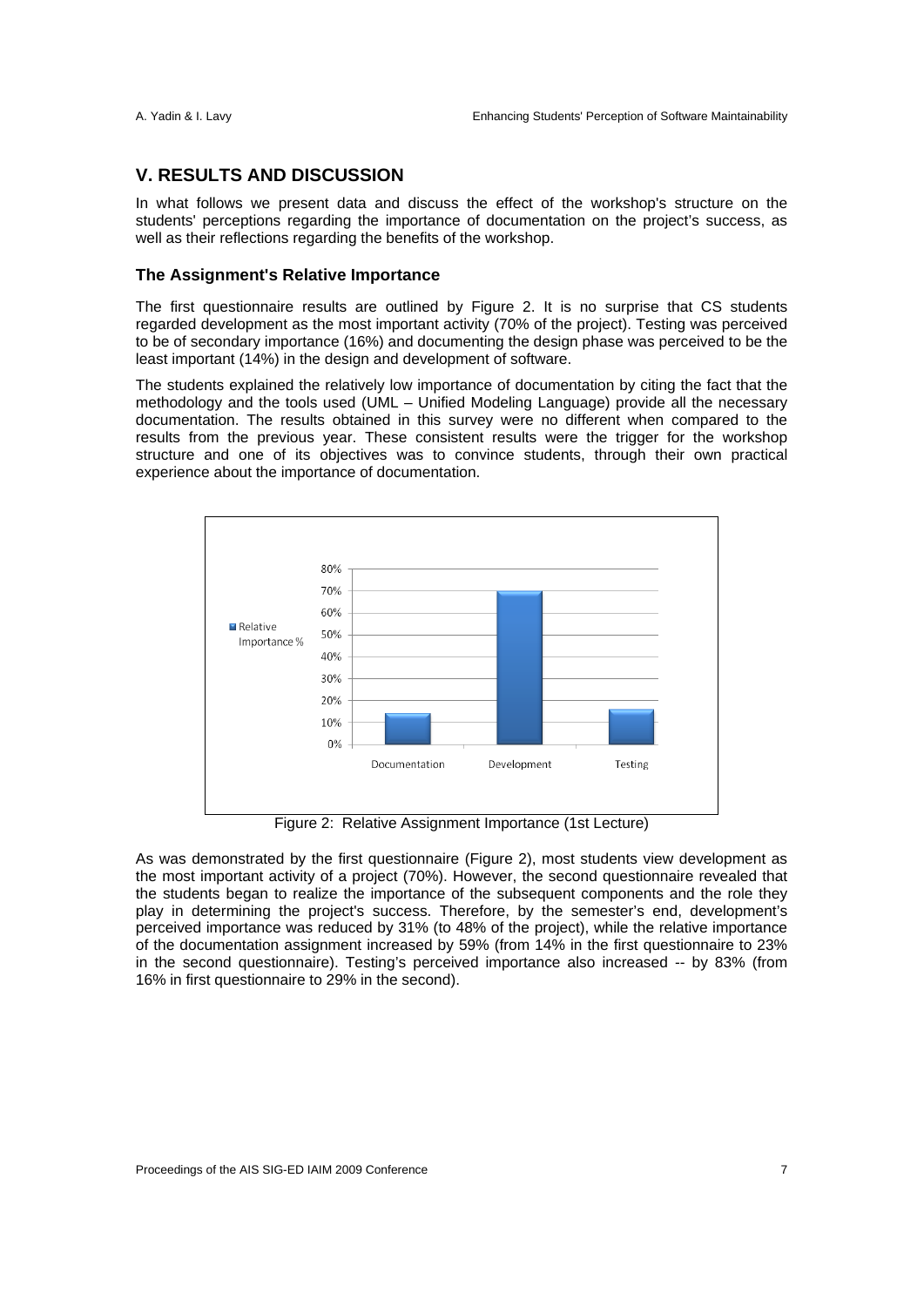## V. RESULTS AND DISCUSSION

In what follows we present data and discuss the effect of the workshop's structure on the students' perceptions regarding the importance of documentation on the project's success, as well as their reflections regarding the benefits of the workshop.

### The Assignment's Relative Importance

The first questionnaire results are outlined by Figure 2. It is no surprise that CS students regarded development as the most important activity (70% of the project). Testing was perceived to be of secondary importance (16%) and documenting the design phase was perceived to be the least important (14%) in the design and development of software.

The students explained the relatively low importance of documentation by citing the fact that the methodology and the tools used (UML – Unified Modeling Language) provide all the necessary documentation. The results obtained in this survey were no different when compared to the results from the previous year. These consistent results were the trigger for the workshop structure and one of its objectives was to convince students, through their own practical experience about the importance of documentation.

Relative Importance %

80%
70%
60%
50%
40%
30%
20%
10%
0%

Documentation
Development
Testing

Figure 2: Relative Assignment Importance (1st Lecture)

As was demonstrated by the first questionnaire (Figure 2), most students view development as the most important activity of a project (70%). However, the second questionnaire revealed that the students began to realize the importance of the subsequent components and the role they play in determining the project's success. Therefore, by the semester's end, development's perceived importance was reduced by 31% (to 48% of the project), while the relative importance of the documentation assignment increased by 59% (from 14% in the first questionnaire to 23% in the second questionnaire). Testing's perceived importance also increased -- by 83% (from 16% in first questionnaire to 29% in the second).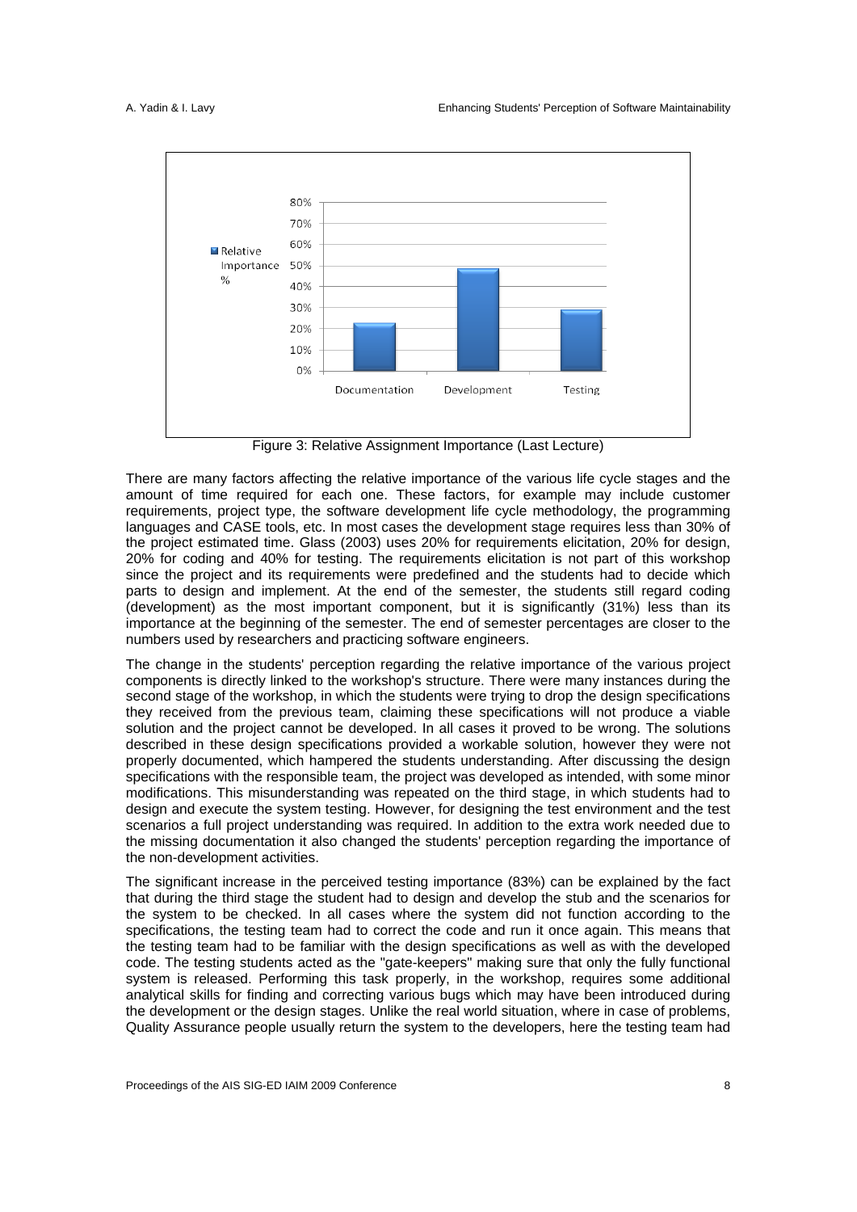80%
70%
60%
50%
40%
30%
20%
10%
0%

Relative Importance %

Documentation
Development
Testing

Figure 3: Relative Assignment Importance (Last Lecture)

There are many factors affecting the relative importance of the various life cycle stages and the amount of time required for each one. These factors, for example may include customer requirements, project type, the software development life cycle methodology, the programming languages and CASE tools, etc. In most cases the development stage requires less than 30% of the project estimated time. Glass (2003) uses 20% for requirements elicitation, 20% for design, 20% for coding and 40% for testing. The requirements elicitation is not part of this workshop since the project and its requirements were predefined and the students had to decide which parts to design and implement. At the end of the semester, the students still regard coding (development) as the most important component, but it is significantly (31%) less than its importance at the beginning of the semester. The end of semester percentages are closer to the numbers used by researchers and practicing software engineers.

The change in the students' perception regarding the relative importance of the various project components is directly linked to the workshop's structure. There were many instances during the second stage of the workshop, in which the students were trying to drop the design specifications they received from the previous team, claiming these specifications will not produce a viable solution and the project cannot be developed. In all cases it proved to be wrong. The solutions described in these design specifications provided a workable solution, however they were not properly documented, which hampered the students understanding. After discussing the design specifications with the responsible team, the project was developed as intended, with some minor modifications. This misunderstanding was repeated on the third stage, in which students had to design and execute the system testing. However, for designing the test environment and the test scenarios a full project understanding was required. In addition to the extra work needed due to the missing documentation it also changed the students' perception regarding the importance of the non-development activities.

The significant increase in the perceived testing importance (83%) can be explained by the fact that during the third stage the student had to design and develop the stub and the scenarios for the system to be checked. In all cases where the system did not function according to the specifications, the testing team had to correct the code and run it once again. This means that the testing team had to be familiar with the design specifications as well as with the developed code. The testing students acted as the "gate-keepers" making sure that only the fully functional system is released. Performing this task properly, in the workshop, requires some additional analytical skills for finding and correcting various bugs which may have been introduced during the development or the design stages. Unlike the real world situation, where in case of problems, Quality Assurance people usually return the system to the developers, here the testing team had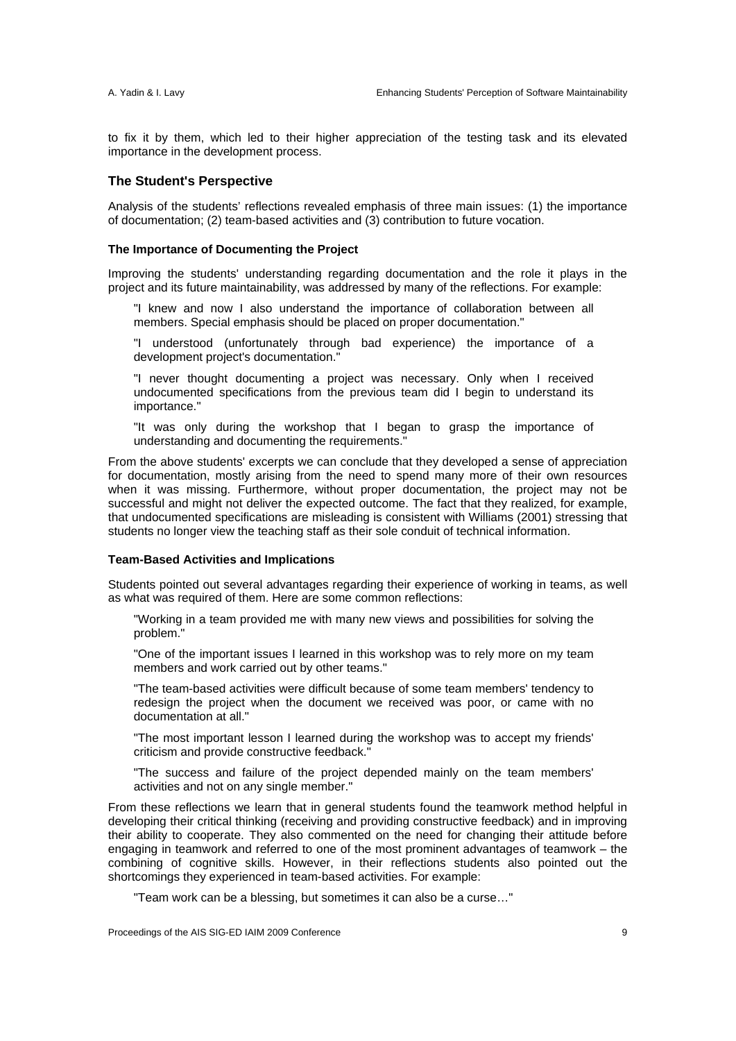to fix it by them, which led to their higher appreciation of the testing task and its elevated importance in the development process.

## The Student's Perspective

Analysis of the students' reflections revealed emphasis of three main issues: (1) the importance of documentation; (2) team-based activities and (3) contribution to future vocation.

### The Importance of Documenting the Project

Improving the students' understanding regarding documentation and the role it plays in the project and its future maintainability, was addressed by many of the reflections. For example:

> "I knew and now I also understand the importance of collaboration between all members. Special emphasis should be placed on proper documentation."
>
> "I understood (unfortunately through bad experience) the importance of a development project's documentation."
>
> "I never thought documenting a project was necessary. Only when I received undocumented specifications from the previous team did I begin to understand its importance."
>
> "It was only during the workshop that I began to grasp the importance of understanding and documenting the requirements."

From the above students' excerpts we can conclude that they developed a sense of appreciation for documentation, mostly arising from the need to spend many more of their own resources when it was missing. Furthermore, without proper documentation, the project may not be successful and might not deliver the expected outcome. The fact that they realized, for example, that undocumented specifications are misleading is consistent with Williams (2001) stressing that students no longer view the teaching staff as their sole conduit of technical information.

### Team-Based Activities and Implications

Students pointed out several advantages regarding their experience of working in teams, as well as what was required of them. Here are some common reflections:

> "Working in a team provided me with many new views and possibilities for solving the problem."
>
> "One of the important issues I learned in this workshop was to rely more on my team members and work carried out by other teams."
>
> "The team-based activities were difficult because of some team members' tendency to redesign the project when the document we received was poor, or came with no documentation at all."
>
> "The most important lesson I learned during the workshop was to accept my friends' criticism and provide constructive feedback."
>
> "The success and failure of the project depended mainly on the team members' activities and not on any single member."

From these reflections we learn that in general students found the teamwork method helpful in developing their critical thinking (receiving and providing constructive feedback) and in improving their ability to cooperate. They also commented on the need for changing their attitude before engaging in teamwork and referred to one of the most prominent advantages of teamwork – the combining of cognitive skills. However, in their reflections students also pointed out the shortcomings they experienced in team-based activities. For example:

> "Team work can be a blessing, but sometimes it can also be a curse…"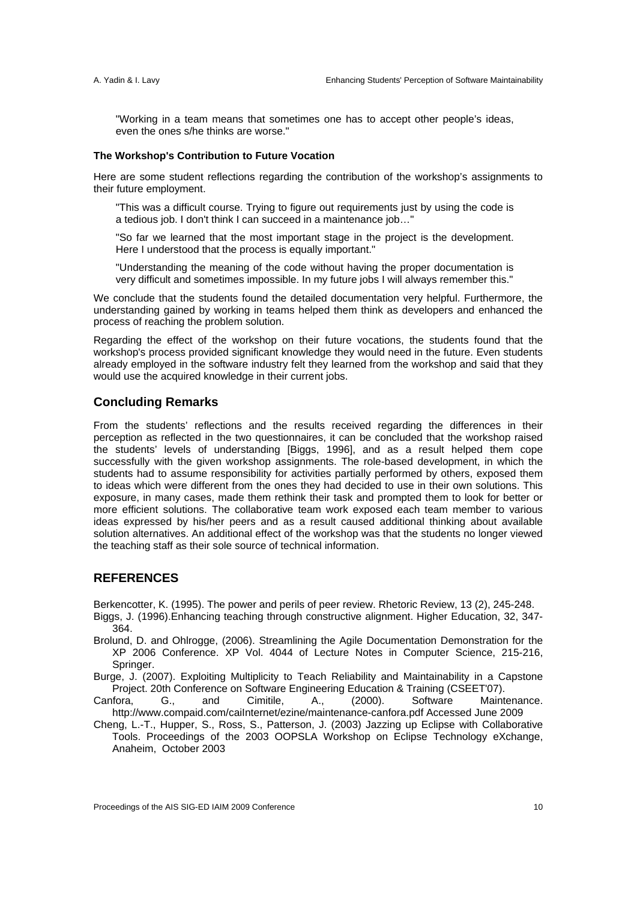"Working in a team means that sometimes one has to accept other people's ideas, even the ones s/he thinks are worse."

**The Workshop's Contribution to Future Vocation**

Here are some student reflections regarding the contribution of the workshop's assignments to their future employment.

"This was a difficult course. Trying to figure out requirements just by using the code is a tedious job. I don't think I can succeed in a maintenance job…"

"So far we learned that the most important stage in the project is the development. Here I understood that the process is equally important."

"Understanding the meaning of the code without having the proper documentation is very difficult and sometimes impossible. In my future jobs I will always remember this."

We conclude that the students found the detailed documentation very helpful. Furthermore, the understanding gained by working in teams helped them think as developers and enhanced the process of reaching the problem solution.

Regarding the effect of the workshop on their future vocations, the students found that the workshop's process provided significant knowledge they would need in the future. Even students already employed in the software industry felt they learned from the workshop and said that they would use the acquired knowledge in their current jobs.

## Concluding Remarks

From the students' reflections and the results received regarding the differences in their perception as reflected in the two questionnaires, it can be concluded that the workshop raised the students' levels of understanding [Biggs, 1996], and as a result helped them cope successfully with the given workshop assignments. The role-based development, in which the students had to assume responsibility for activities partially performed by others, exposed them to ideas which were different from the ones they had decided to use in their own solutions. This exposure, in many cases, made them rethink their task and prompted them to look for better or more efficient solutions. The collaborative team work exposed each team member to various ideas expressed by his/her peers and as a result caused additional thinking about available solution alternatives. An additional effect of the workshop was that the students no longer viewed the teaching staff as their sole source of technical information.

## REFERENCES

Berkencotter, K. (1995). The power and perils of peer review. Rhetoric Review, 13 (2), 245-248.

Biggs, J. (1996).Enhancing teaching through constructive alignment. Higher Education, 32, 347-364.

Brolund, D. and Ohlrogge, (2006). Streamlining the Agile Documentation Demonstration for the XP 2006 Conference. XP Vol. 4044 of Lecture Notes in Computer Science, 215-216, Springer.

Burge, J. (2007). Exploiting Multiplicity to Teach Reliability and Maintainability in a Capstone Project. 20th Conference on Software Engineering Education & Training (CSEET'07).

Canfora, G., and Cimitile, A., (2000). Software Maintenance. http://www.compaid.com/caiInternet/ezine/maintenance-canfora.pdf Accessed June 2009

Cheng, L.-T., Hupper, S., Ross, S., Patterson, J. (2003) Jazzing up Eclipse with Collaborative Tools. Proceedings of the 2003 OOPSLA Workshop on Eclipse Technology eXchange, Anaheim, October 2003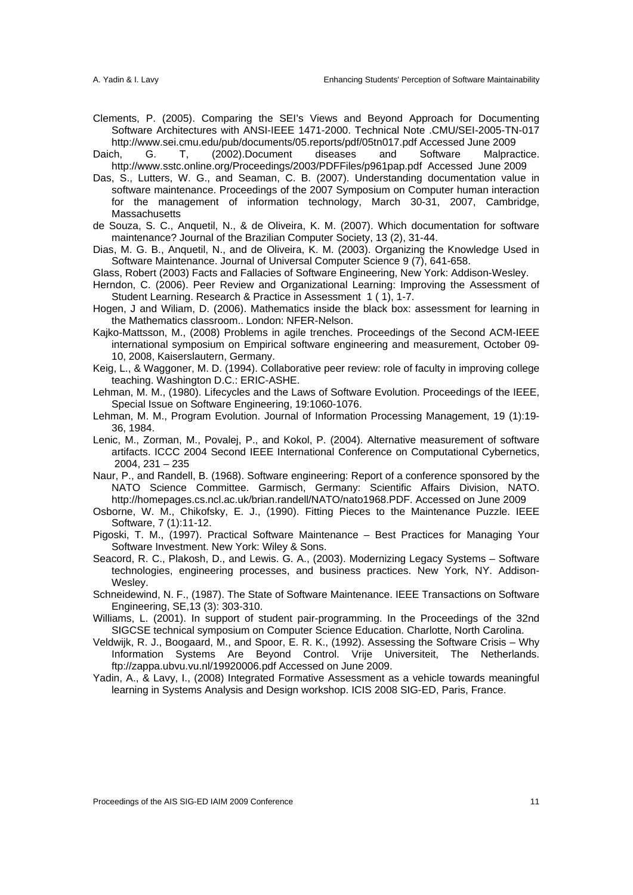Clements, P. (2005). Comparing the SEI's Views and Beyond Approach for Documenting Software Architectures with ANSI-IEEE 1471-2000. Technical Note .CMU/SEI-2005-TN-017 http://www.sei.cmu.edu/pub/documents/05.reports/pdf/05tn017.pdf Accessed June 2009

Daich, G. T, (2002).Document diseases and Software Malpractice. http://www.sstc.online.org/Proceedings/2003/PDFFiles/p961pap.pdf Accessed June 2009

Das, S., Lutters, W. G., and Seaman, C. B. (2007). Understanding documentation value in software maintenance. Proceedings of the 2007 Symposium on Computer human interaction for the management of information technology, March 30-31, 2007, Cambridge, Massachusetts

de Souza, S. C., Anquetil, N., & de Oliveira, K. M. (2007). Which documentation for software maintenance? Journal of the Brazilian Computer Society, 13 (2), 31-44.

Dias, M. G. B., Anquetil, N., and de Oliveira, K. M. (2003). Organizing the Knowledge Used in Software Maintenance. Journal of Universal Computer Science 9 (7), 641-658.

Glass, Robert (2003) Facts and Fallacies of Software Engineering, New York: Addison-Wesley.

Herndon, C. (2006). Peer Review and Organizational Learning: Improving the Assessment of Student Learning. Research & Practice in Assessment 1 ( 1), 1-7.

Hogen, J and Wiliam, D. (2006). Mathematics inside the black box: assessment for learning in the Mathematics classroom.. London: NFER-Nelson.

Kajko-Mattsson, M., (2008) Problems in agile trenches. Proceedings of the Second ACM-IEEE international symposium on Empirical software engineering and measurement, October 09-10, 2008, Kaiserslautern, Germany.

Keig, L., & Waggoner, M. D. (1994). Collaborative peer review: role of faculty in improving college teaching. Washington D.C.: ERIC-ASHE.

Lehman, M. M., (1980). Lifecycles and the Laws of Software Evolution. Proceedings of the IEEE, Special Issue on Software Engineering, 19:1060-1076.

Lehman, M. M., Program Evolution. Journal of Information Processing Management, 19 (1):19-36, 1984.

Lenic, M., Zorman, M., Povalej, P., and Kokol, P. (2004). Alternative measurement of software artifacts. ICCC 2004 Second IEEE International Conference on Computational Cybernetics, 2004, 231 – 235

Naur, P., and Randell, B. (1968). Software engineering: Report of a conference sponsored by the NATO Science Committee. Garmisch, Germany: Scientific Affairs Division, NATO. http://homepages.cs.ncl.ac.uk/brian.randell/NATO/nato1968.PDF. Accessed on June 2009

Osborne, W. M., Chikofsky, E. J., (1990). Fitting Pieces to the Maintenance Puzzle. IEEE Software, 7 (1):11-12.

Pigoski, T. M., (1997). Practical Software Maintenance – Best Practices for Managing Your Software Investment. New York: Wiley & Sons.

Seacord, R. C., Plakosh, D., and Lewis. G. A., (2003). Modernizing Legacy Systems – Software technologies, engineering processes, and business practices. New York, NY. Addison-Wesley.

Schneidewind, N. F., (1987). The State of Software Maintenance. IEEE Transactions on Software Engineering, SE,13 (3): 303-310.

Williams, L. (2001). In support of student pair-programming. In the Proceedings of the 32nd SIGCSE technical symposium on Computer Science Education. Charlotte, North Carolina.

Veldwijk, R. J., Boogaard, M., and Spoor, E. R. K., (1992). Assessing the Software Crisis – Why Information Systems Are Beyond Control. Vrije Universiteit, The Netherlands. ftp://zappa.ubvu.vu.nl/19920006.pdf Accessed on June 2009.

Yadin, A., & Lavy, I., (2008) Integrated Formative Assessment as a vehicle towards meaningful learning in Systems Analysis and Design workshop. ICIS 2008 SIG-ED, Paris, France.